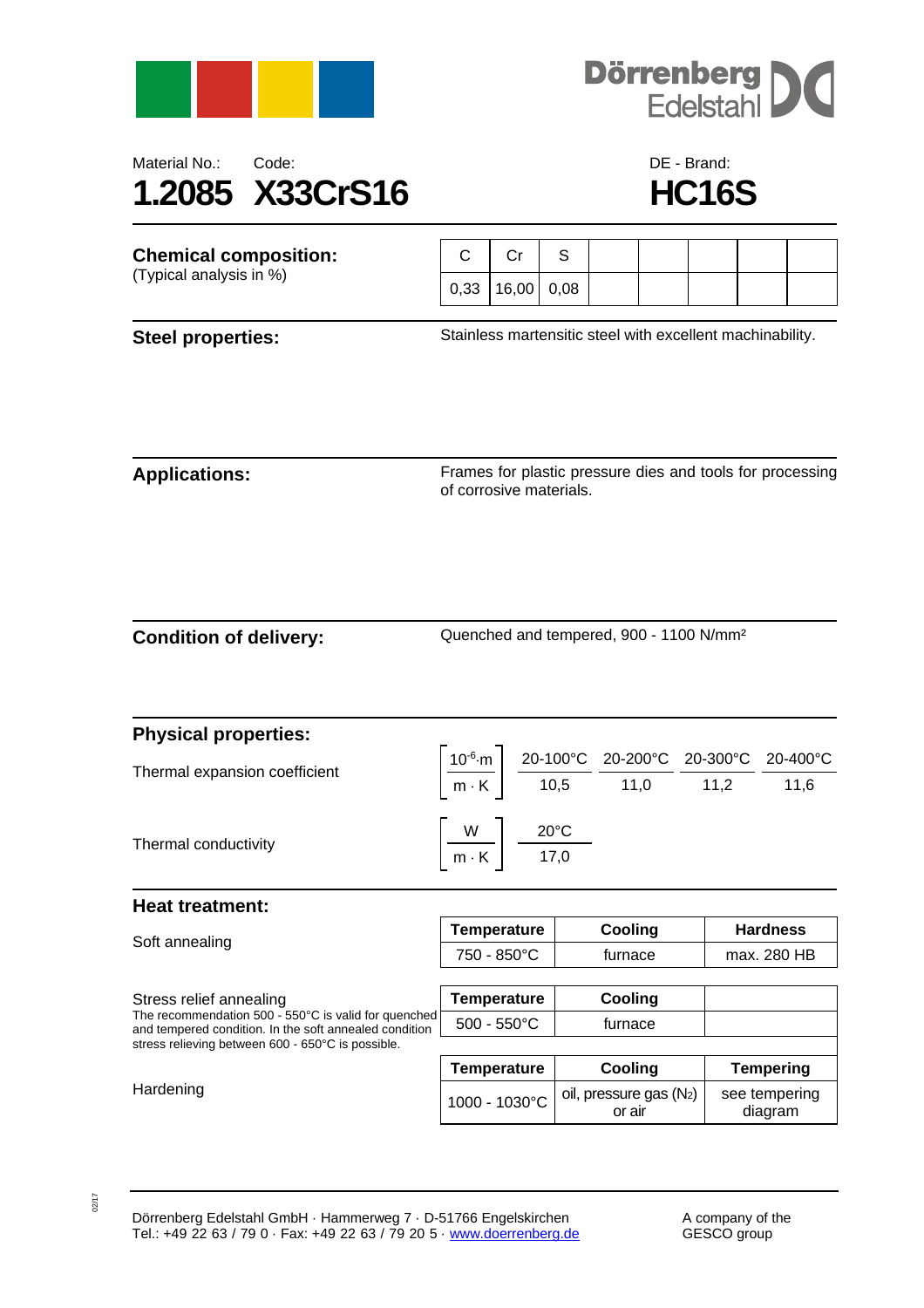Material No.: 1.2085
Code: X33CrS16
DE - Brand: HC16S

# 1.2085 X33CrS16 — HC16S

## Chemical composition:

(Typical analysis in %)

| C | Cr | S | | | | | |
|---|---|---|---|---|---|---|---|
| 0,33 | 16,00 | 0,08 | | | | | |

## Steel properties:

Stainless martensitic steel with excellent machinability.

## Applications:

Frames for plastic pressure dies and tools for processing of corrosive materials.

## Condition of delivery:

Quenched and tempered, 900 - 1100 N/mm²

## Physical properties:

Thermal expansion coefficient $\left[\frac{10^{-6} \cdot m}{m \cdot K}\right]$

| 20-100°C | 20-200°C | 20-300°C | 20-400°C |
|---|---|---|---|
| 10,5 | 11,0 | 11,2 | 11,6 |

Thermal conductivity $\left[\frac{W}{m \cdot K}\right]$

| 20°C |
|---|
| 17,0 |

## Heat treatment:

Soft annealing

| Temperature | Cooling | Hardness |
|---|---|---|
| 750 - 850°C | furnace | max. 280 HB |

Stress relief annealing

The recommendation 500 - 550°C is valid for quenched and tempered condition. In the soft annealed condition stress relieving between 600 - 650°C is possible.

| Temperature | Cooling |
|---|---|
| 500 - 550°C | furnace |

Hardening

| Temperature | Cooling | Tempering |
|---|---|---|
| 1000 - 1030°C | oil, pressure gas ($N_2$) or air | see tempering diagram |

Dörrenberg Edelstahl GmbH · Hammerweg 7 · D-51766 Engelskirchen
Tel.: +49 22 63 / 79 0 · Fax: +49 22 63 / 79 20 5 · www.doerrenberg.de

A company of the GESCO group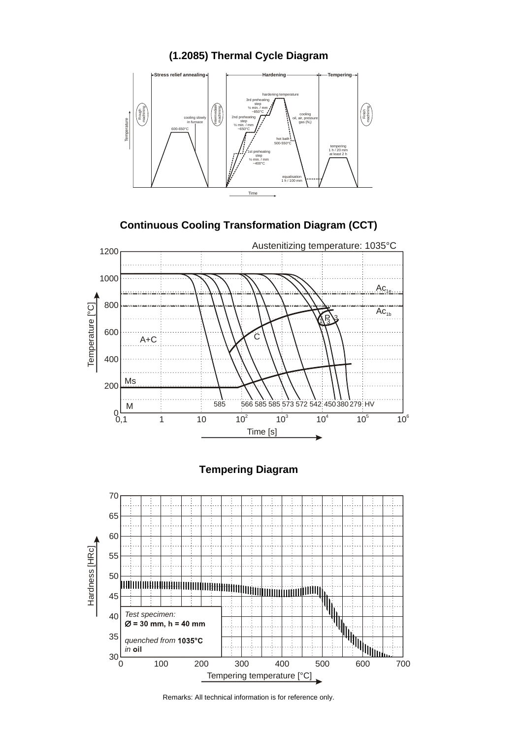## (1.2085) Thermal Cycle Diagram

Stress relief annealing

Hardening

Tempering

Temperature

Rough machining

600-650°C

cooling slowly in furnace

Intermediate machining

hardening temperature

3rd preheating step ½ min. / mm ~850°C

2nd preheating step ½ min. / mm ~650°C

1st preheating step ½ min. / mm ~400°C

cooling oil, air, pressure gas ($N_2$)

hot bath 500-550°C

equalisation 1 h / 100 mm

tempering 1 h / 20 mm at least 2 h

Finish machining

Time

## Continuous Cooling Transformation Diagram (CCT)

Austenitizing temperature: 1035°C

Temperature [°C]

1200

1000

800

600

400

200

0

$Ac_{1e}$

$Ac_{1b}$

P

C

A+C

Ms

M

1

3

3

585 566 585 585 573 572 542 450 380 279 HV

0,1 1 10 $10^2$ $10^3$ $10^4$ $10^5$ $10^6$

Time [s]

## Tempering Diagram

Hardness [HRc]

70

65

60

55

50

45

40

35

30

*Test specimen:*

**Ø = 30 mm, h = 40 mm**

*quenched from* **1035°C**

*in* **oil**

0 100 200 300 400 500 600 700

Tempering temperature [°C]

Remarks: All technical information is for reference only.